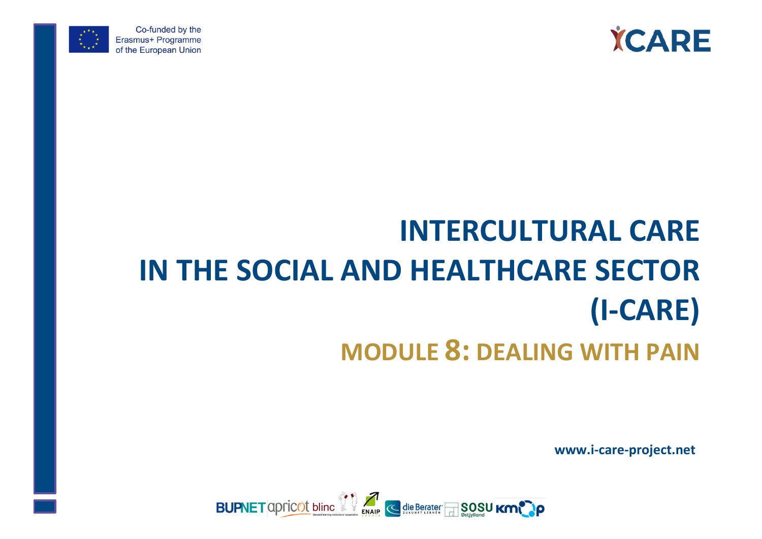Co-funded by the Erasmus+ Programme of the European Union

# INTERCULTURAL CARE IN THE SOCIAL AND HEALTHCARE SECTOR (I-CARE)

## MODULE 8: DEALING WITH PAIN

www.i-care-project.net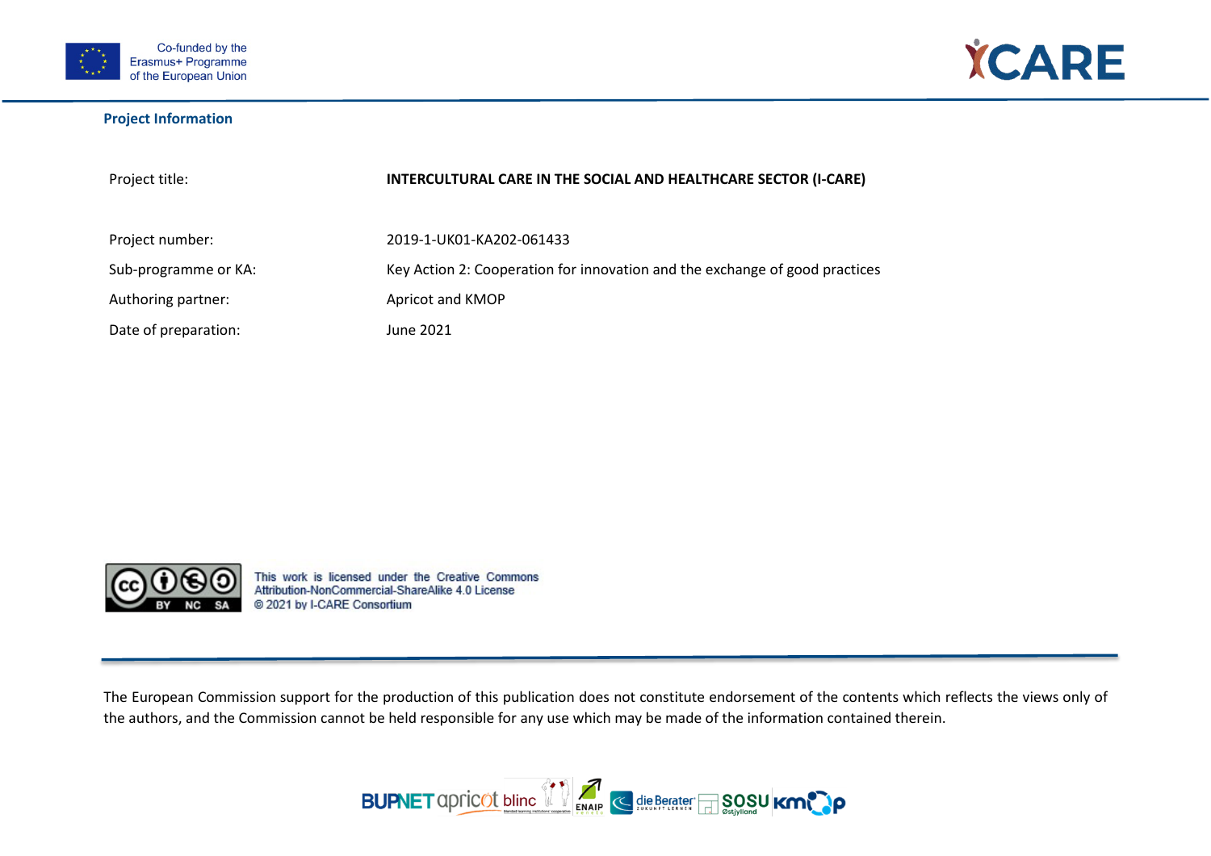## Project Information

| | |
|---|---|
| Project title: | **INTERCULTURAL CARE IN THE SOCIAL AND HEALTHCARE SECTOR (I-CARE)** |
| Project number: | 2019-1-UK01-KA202-061433 |
| Sub-programme or KA: | Key Action 2: Cooperation for innovation and the exchange of good practices |
| Authoring partner: | Apricot and KMOP |
| Date of preparation: | June 2021 |

This work is licensed under the Creative Commons Attribution-NonCommercial-ShareAlike 4.0 License
© 2021 by I-CARE Consortium

The European Commission support for the production of this publication does not constitute endorsement of the contents which reflects the views only of the authors, and the Commission cannot be held responsible for any use which may be made of the information contained therein.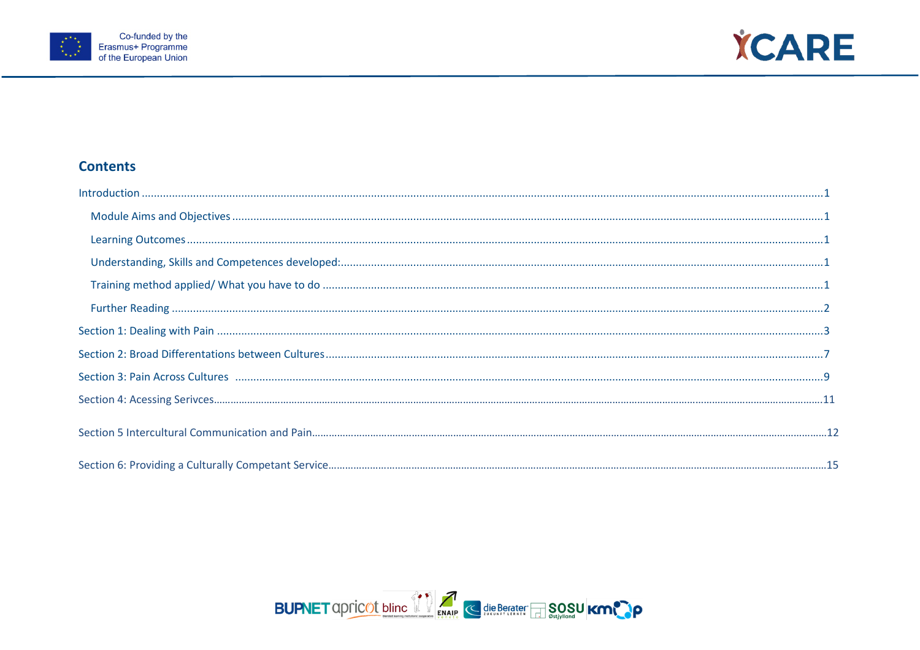## Contents

Introduction ....................................................................................................................................... 1

- Module Aims and Objectives ..................................................................................................... 1
- Learning Outcomes .................................................................................................................... 1
- Understanding, Skills and Competences developed: ................................................................ 1
- Training method applied/ What you have to do ....................................................................... 1
- Further Reading ......................................................................................................................... 2

Section 1: Dealing with Pain ............................................................................................................ 3

Section 2: Broad Differentations between Cultures ........................................................................ 7

Section 3: Pain Across Cultures ....................................................................................................... 9

Section 4: Acessing Serivces ........................................................................................................... 11

Section 5 Intercultural Communication and Pain ........................................................................... 12

Section 6: Providing a Culturally Competant Service ...................................................................... 15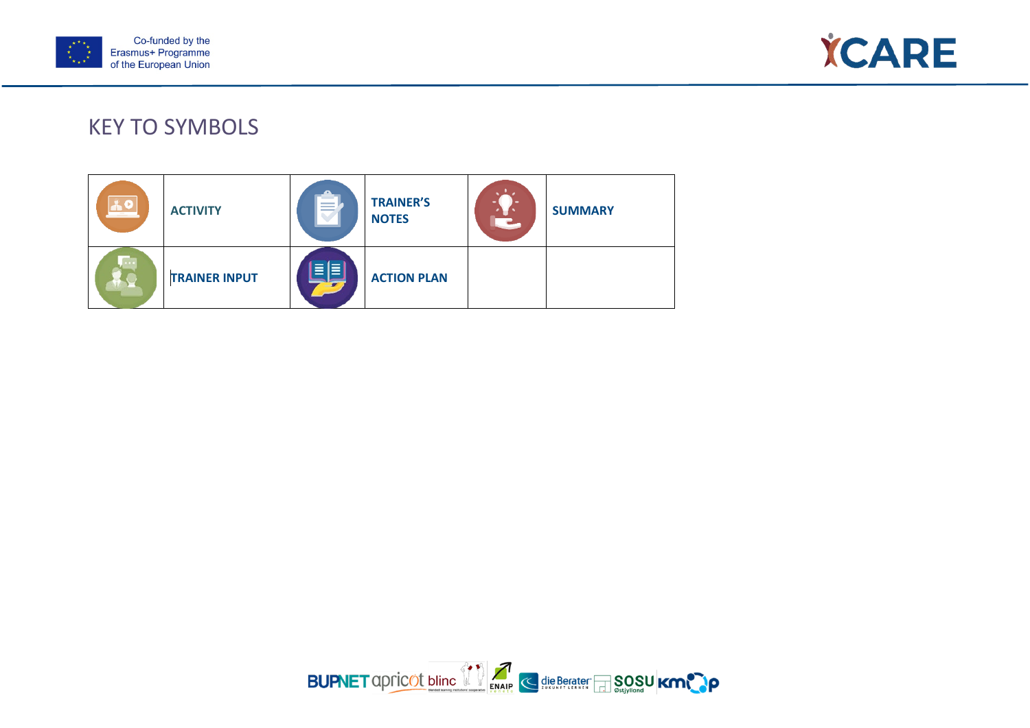# KEY TO SYMBOLS

| | | | | | |
|---|---|---|---|---|---|
| | **ACTIVITY** | | **TRAINER'S NOTES** | | **SUMMARY** |
| | **TRAINER INPUT** | | **ACTION PLAN** | | |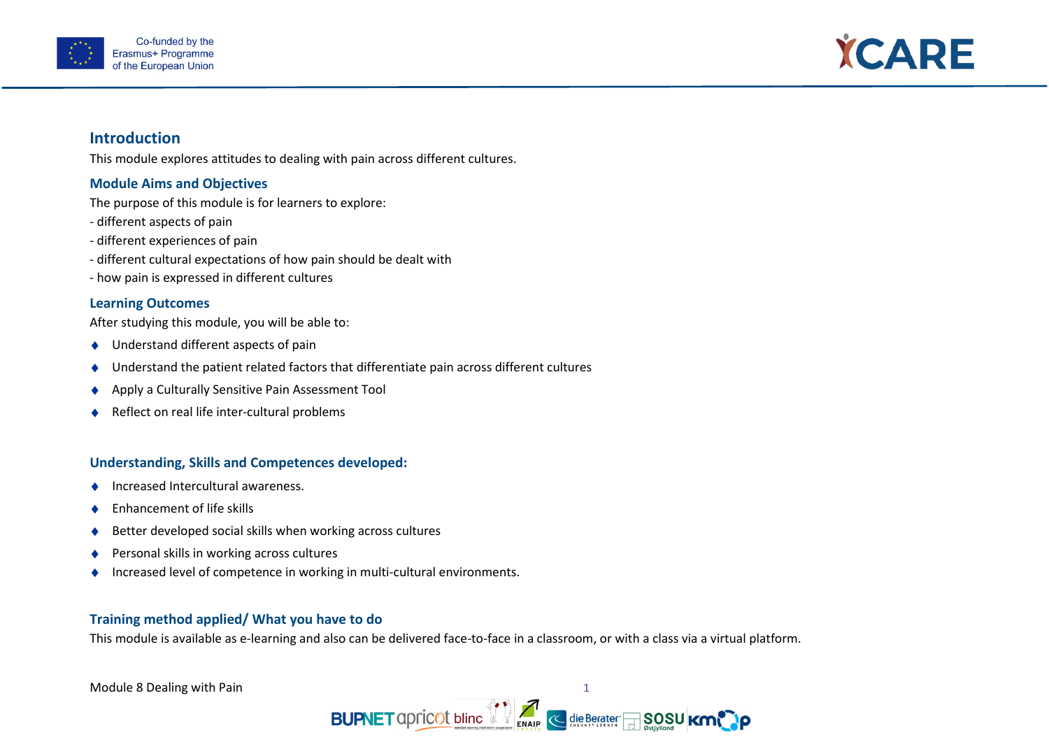## Introduction

This module explores attitudes to dealing with pain across different cultures.

### Module Aims and Objectives

The purpose of this module is for learners to explore:

- different aspects of pain
- different experiences of pain
- different cultural expectations of how pain should be dealt with
- how pain is expressed in different cultures

### Learning Outcomes

After studying this module, you will be able to:

- Understand different aspects of pain
- Understand the patient related factors that differentiate pain across different cultures
- Apply a Culturally Sensitive Pain Assessment Tool
- Reflect on real life inter-cultural problems

### Understanding, Skills and Competences developed:

- Increased Intercultural awareness.
- Enhancement of life skills
- Better developed social skills when working across cultures
- Personal skills in working across cultures
- Increased level of competence in working in multi-cultural environments.

### Training method applied/ What you have to do

This module is available as e-learning and also can be delivered face-to-face in a classroom, or with a class via a virtual platform.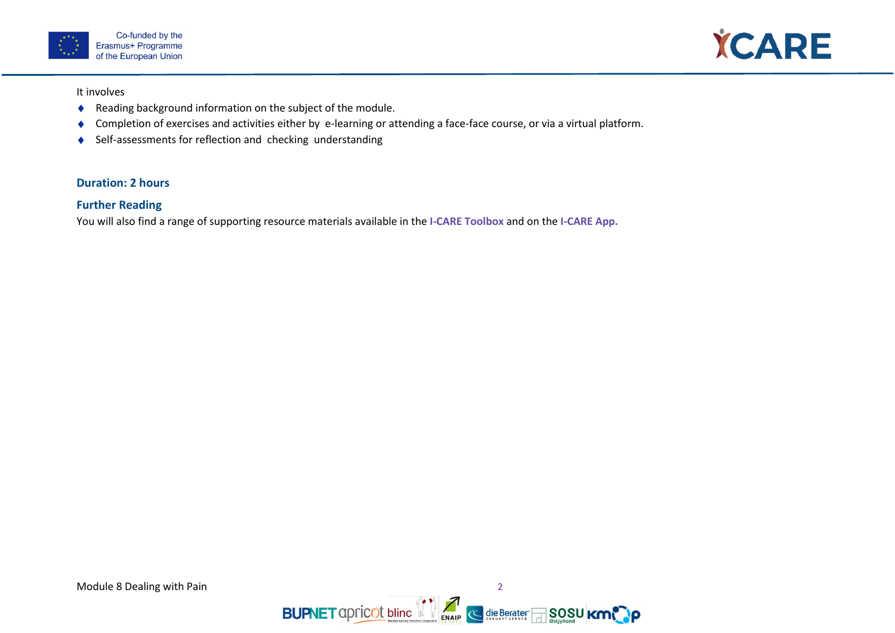It involves

- Reading background information on the subject of the module.
- Completion of exercises and activities either by e-learning or attending a face-face course, or via a virtual platform.
- Self-assessments for reflection and checking understanding

### Duration: 2 hours

### Further Reading

You will also find a range of supporting resource materials available in the **I-CARE Toolbox** and on the **I-CARE App.**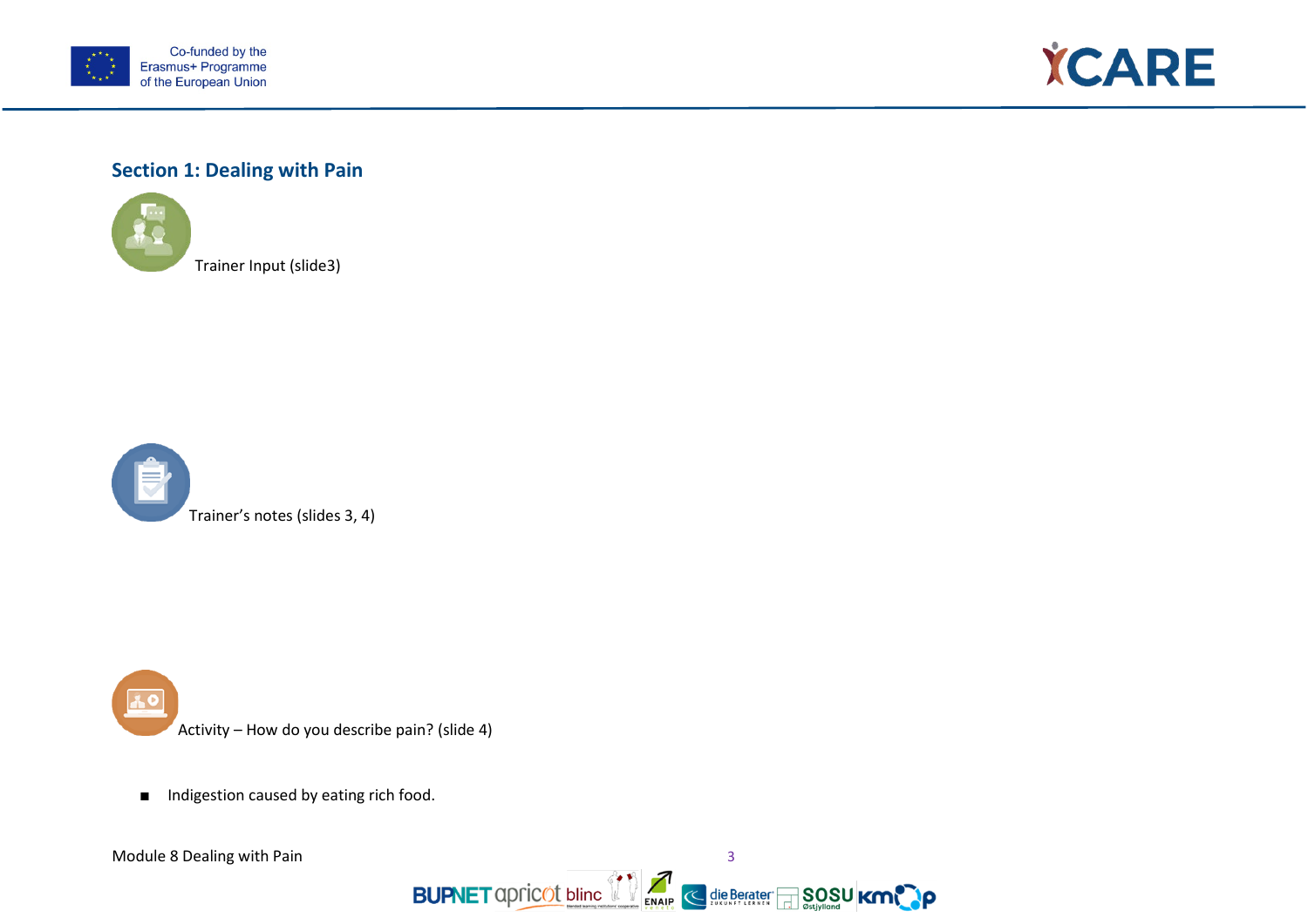## Section 1: Dealing with Pain

Trainer Input (slide3)

Trainer's notes (slides 3, 4)

Activity – How do you describe pain? (slide 4)

- Indigestion caused by eating rich food.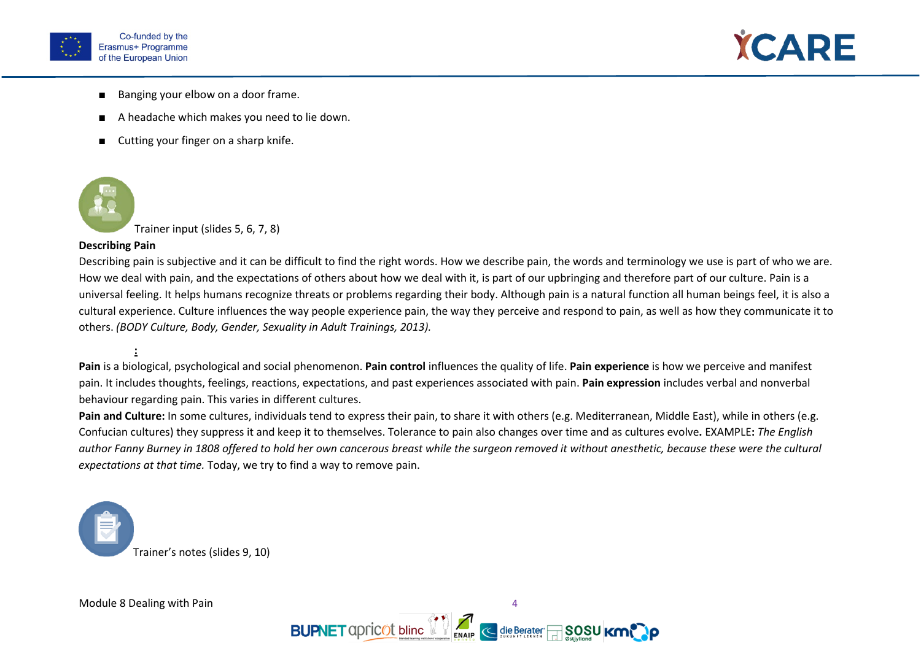- Banging your elbow on a door frame.
- A headache which makes you need to lie down.
- Cutting your finger on a sharp knife.

Trainer input (slides 5, 6, 7, 8)

**Describing Pain**

Describing pain is subjective and it can be difficult to find the right words. How we describe pain, the words and terminology we use is part of who we are. How we deal with pain, and the expectations of others about how we deal with it, is part of our upbringing and therefore part of our culture. Pain is a universal feeling. It helps humans recognize threats or problems regarding their body. Although pain is a natural function all human beings feel, it is also a cultural experience. Culture influences the way people experience pain, the way they perceive and respond to pain, as well as how they communicate it to others. *(BODY Culture, Body, Gender, Sexuality in Adult Trainings, 2013).*

**:**

**Pain** is a biological, psychological and social phenomenon. **Pain control** influences the quality of life. **Pain experience** is how we perceive and manifest pain. It includes thoughts, feelings, reactions, expectations, and past experiences associated with pain. **Pain expression** includes verbal and nonverbal behaviour regarding pain. This varies in different cultures.

**Pain and Culture:** In some cultures, individuals tend to express their pain, to share it with others (e.g. Mediterranean, Middle East), while in others (e.g. Confucian cultures) they suppress it and keep it to themselves. Tolerance to pain also changes over time and as cultures evolve**.** EXAMPLE**:** *The English author Fanny Burney in 1808 offered to hold her own cancerous breast while the surgeon removed it without anesthetic, because these were the cultural expectations at that time.* Today, we try to find a way to remove pain.

Trainer's notes (slides 9, 10)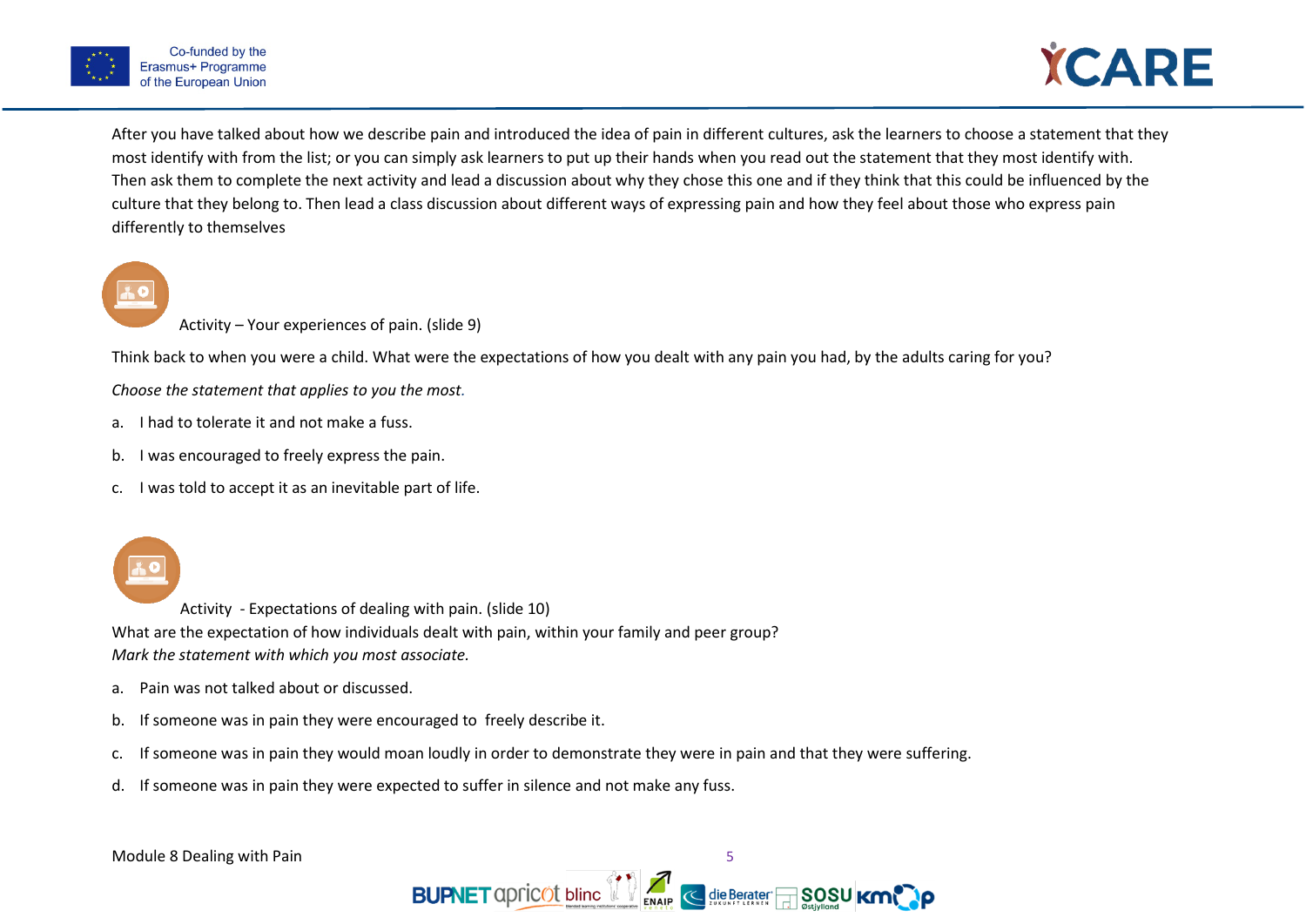After you have talked about how we describe pain and introduced the idea of pain in different cultures, ask the learners to choose a statement that they most identify with from the list; or you can simply ask learners to put up their hands when you read out the statement that they most identify with. Then ask them to complete the next activity and lead a discussion about why they chose this one and if they think that this could be influenced by the culture that they belong to. Then lead a class discussion about different ways of expressing pain and how they feel about those who express pain differently to themselves

Activity – Your experiences of pain. (slide 9)

Think back to when you were a child. What were the expectations of how you dealt with any pain you had, by the adults caring for you?

*Choose the statement that applies to you the most.*

a. I had to tolerate it and not make a fuss.

b. I was encouraged to freely express the pain.

c. I was told to accept it as an inevitable part of life.

Activity - Expectations of dealing with pain. (slide 10)

What are the expectation of how individuals dealt with pain, within your family and peer group?

*Mark the statement with which you most associate.*

a. Pain was not talked about or discussed.

b. If someone was in pain they were encouraged to freely describe it.

c. If someone was in pain they would moan loudly in order to demonstrate they were in pain and that they were suffering.

d. If someone was in pain they were expected to suffer in silence and not make any fuss.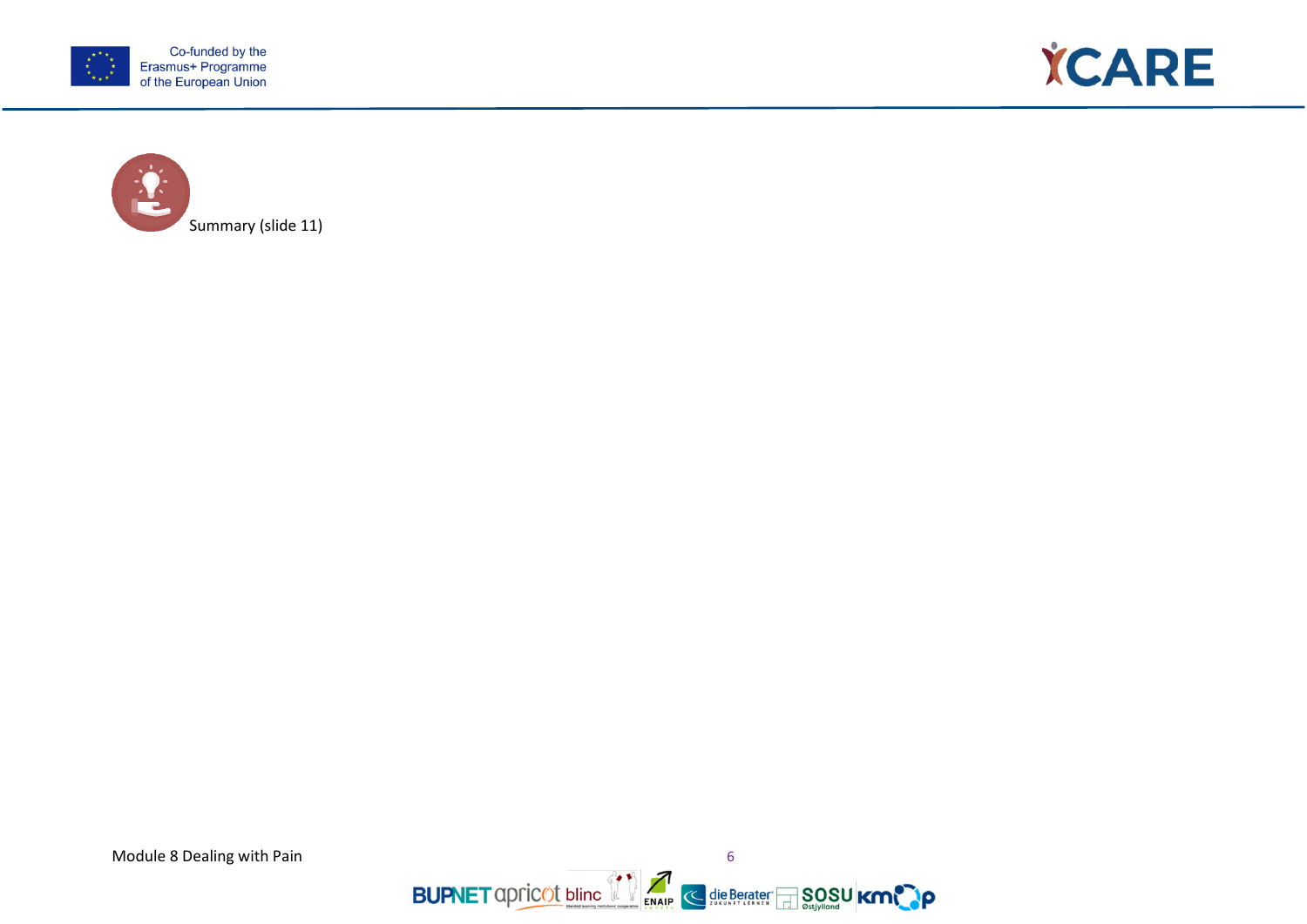Summary (slide 11)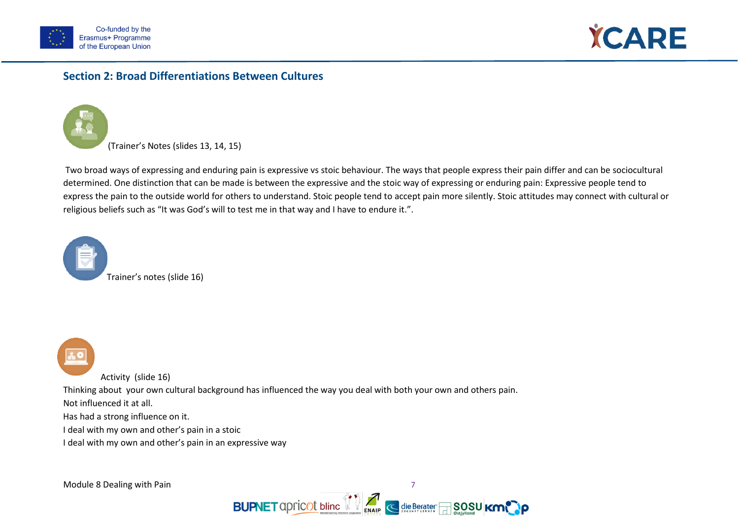## Section 2: Broad Differentiations Between Cultures

(Trainer's Notes (slides 13, 14, 15)

Two broad ways of expressing and enduring pain is expressive vs stoic behaviour. The ways that people express their pain differ and can be sociocultural determined. One distinction that can be made is between the expressive and the stoic way of expressing or enduring pain: Expressive people tend to express the pain to the outside world for others to understand. Stoic people tend to accept pain more silently. Stoic attitudes may connect with cultural or religious beliefs such as "It was God's will to test me in that way and I have to endure it.".

Trainer's notes (slide 16)

Activity (slide 16)

Thinking about your own cultural background has influenced the way you deal with both your own and others pain.

Not influenced it at all.

Has had a strong influence on it.

I deal with my own and other's pain in a stoic

I deal with my own and other's pain in an expressive way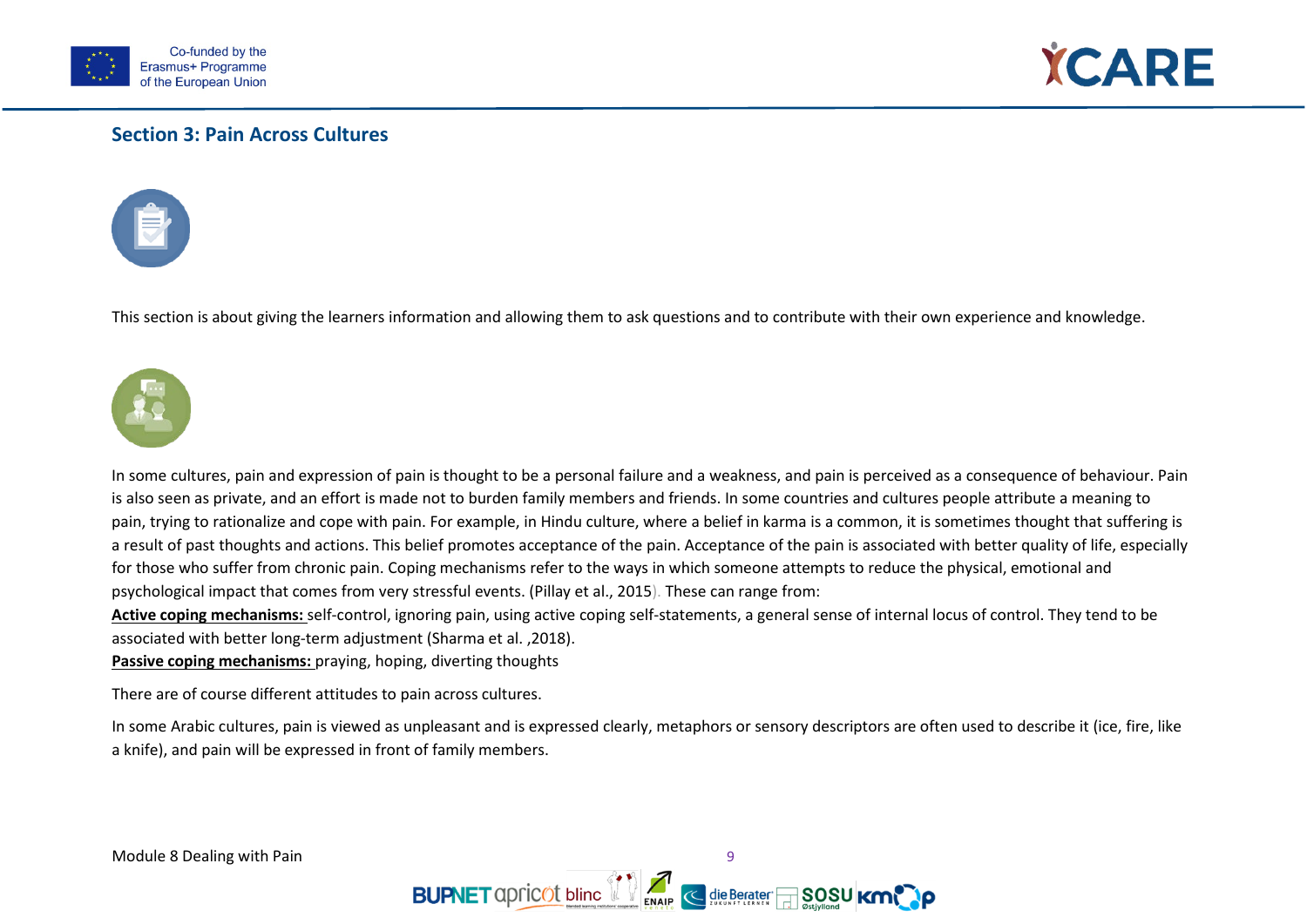## Section 3: Pain Across Cultures

This section is about giving the learners information and allowing them to ask questions and to contribute with their own experience and knowledge.

In some cultures, pain and expression of pain is thought to be a personal failure and a weakness, and pain is perceived as a consequence of behaviour. Pain is also seen as private, and an effort is made not to burden family members and friends. In some countries and cultures people attribute a meaning to pain, trying to rationalize and cope with pain. For example, in Hindu culture, where a belief in karma is a common, it is sometimes thought that suffering is a result of past thoughts and actions. This belief promotes acceptance of the pain. Acceptance of the pain is associated with better quality of life, especially for those who suffer from chronic pain. Coping mechanisms refer to the ways in which someone attempts to reduce the physical, emotional and psychological impact that comes from very stressful events. (Pillay et al., 2015). These can range from:

**Active coping mechanisms:** self-control, ignoring pain, using active coping self-statements, a general sense of internal locus of control. They tend to be associated with better long-term adjustment (Sharma et al. ,2018).

**Passive coping mechanisms:** praying, hoping, diverting thoughts

There are of course different attitudes to pain across cultures.

In some Arabic cultures, pain is viewed as unpleasant and is expressed clearly, metaphors or sensory descriptors are often used to describe it (ice, fire, like a knife), and pain will be expressed in front of family members.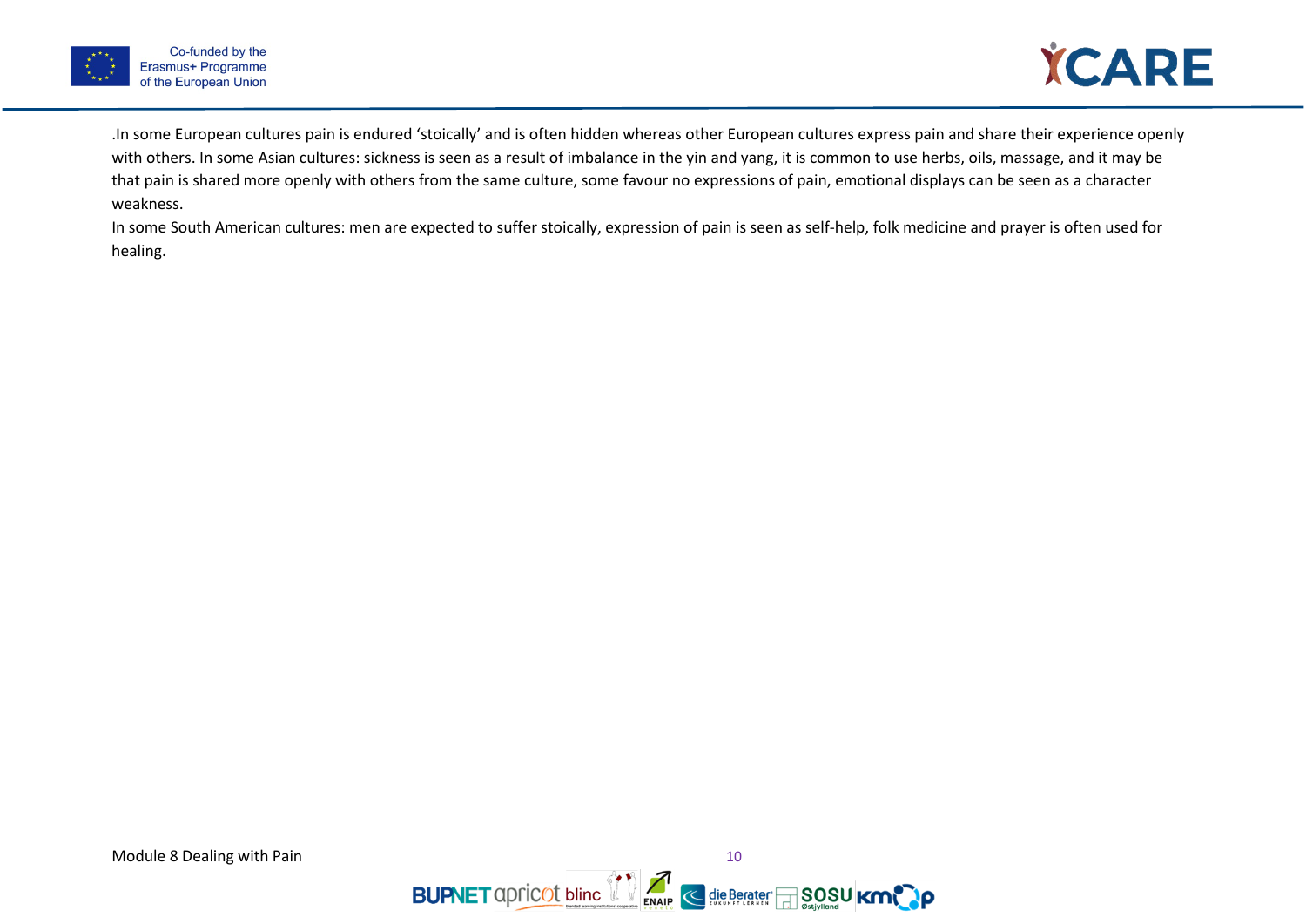.In some European cultures pain is endured 'stoically' and is often hidden whereas other European cultures express pain and share their experience openly with others. In some Asian cultures: sickness is seen as a result of imbalance in the yin and yang, it is common to use herbs, oils, massage, and it may be that pain is shared more openly with others from the same culture, some favour no expressions of pain, emotional displays can be seen as a character weakness.

In some South American cultures: men are expected to suffer stoically, expression of pain is seen as self-help, folk medicine and prayer is often used for healing.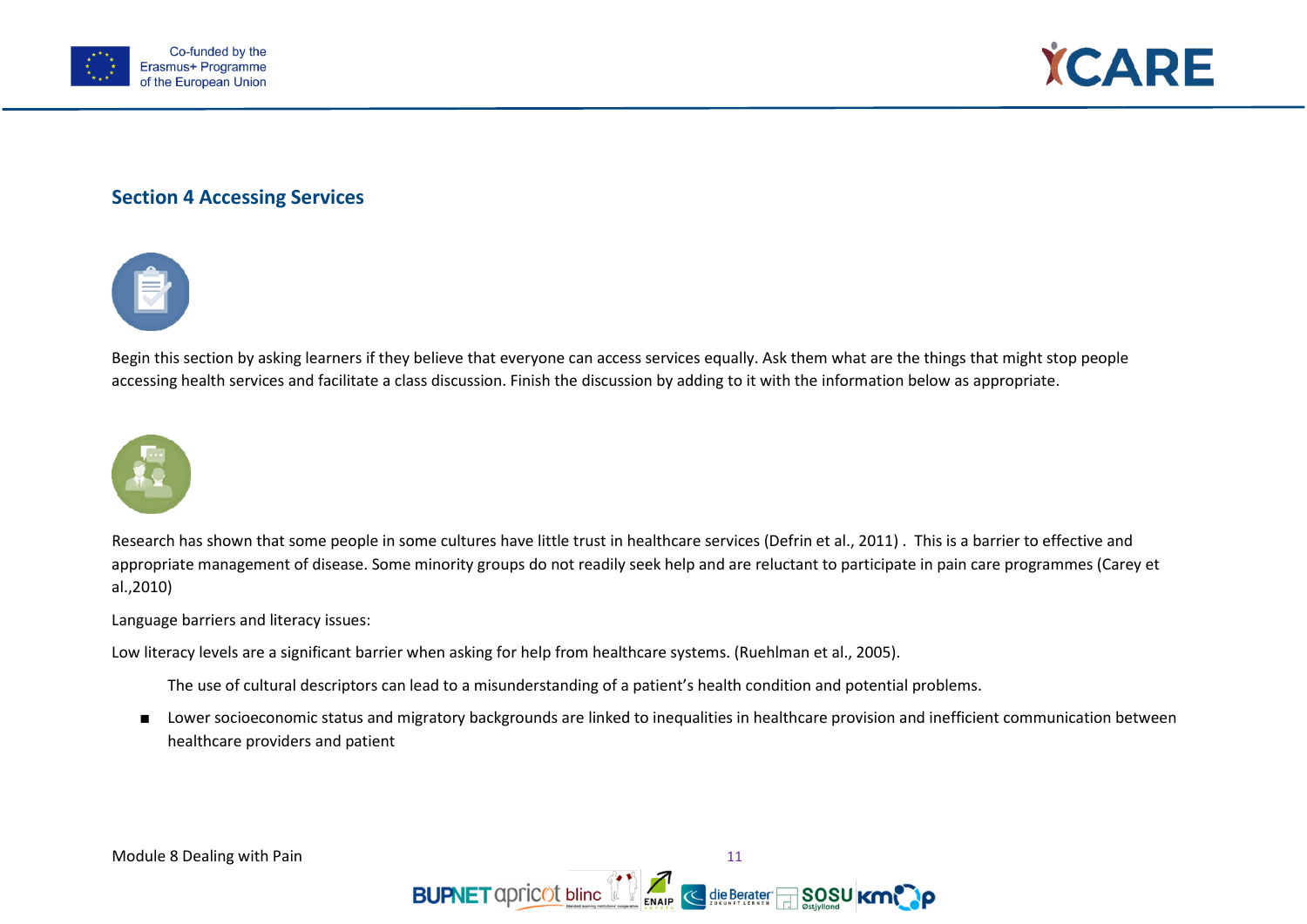## Section 4 Accessing Services

Begin this section by asking learners if they believe that everyone can access services equally. Ask them what are the things that might stop people accessing health services and facilitate a class discussion. Finish the discussion by adding to it with the information below as appropriate.

Research has shown that some people in some cultures have little trust in healthcare services (Defrin et al., 2011) . This is a barrier to effective and appropriate management of disease. Some minority groups do not readily seek help and are reluctant to participate in pain care programmes (Carey et al.,2010)

Language barriers and literacy issues:

Low literacy levels are a significant barrier when asking for help from healthcare systems. (Ruehlman et al., 2005).

The use of cultural descriptors can lead to a misunderstanding of a patient's health condition and potential problems.

- Lower socioeconomic status and migratory backgrounds are linked to inequalities in healthcare provision and inefficient communication between healthcare providers and patient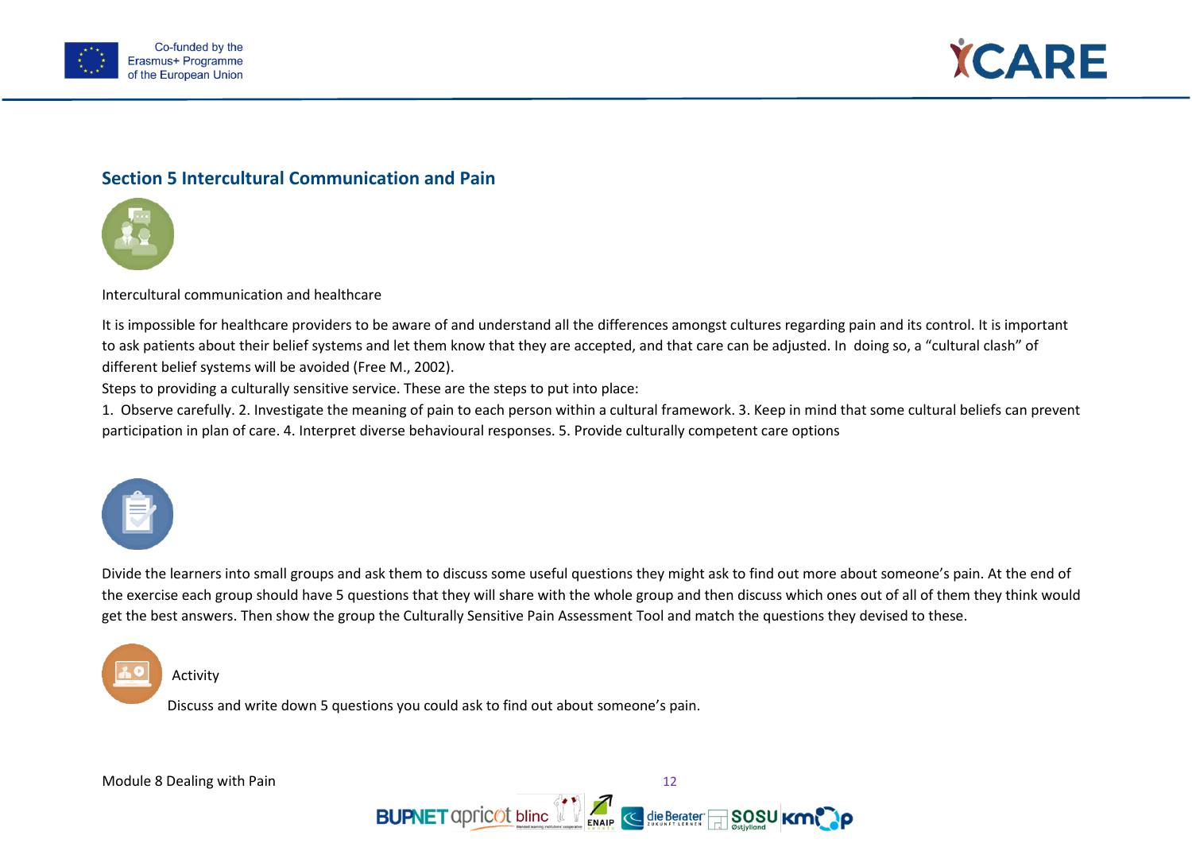## Section 5 Intercultural Communication and Pain

Intercultural communication and healthcare

It is impossible for healthcare providers to be aware of and understand all the differences amongst cultures regarding pain and its control. It is important to ask patients about their belief systems and let them know that they are accepted, and that care can be adjusted. In doing so, a "cultural clash" of different belief systems will be avoided (Free M., 2002).

Steps to providing a culturally sensitive service. These are the steps to put into place:

1. Observe carefully. 2. Investigate the meaning of pain to each person within a cultural framework. 3. Keep in mind that some cultural beliefs can prevent participation in plan of care. 4. Interpret diverse behavioural responses. 5. Provide culturally competent care options

Divide the learners into small groups and ask them to discuss some useful questions they might ask to find out more about someone's pain. At the end of the exercise each group should have 5 questions that they will share with the whole group and then discuss which ones out of all of them they think would get the best answers. Then show the group the Culturally Sensitive Pain Assessment Tool and match the questions they devised to these.

Activity

Discuss and write down 5 questions you could ask to find out about someone's pain.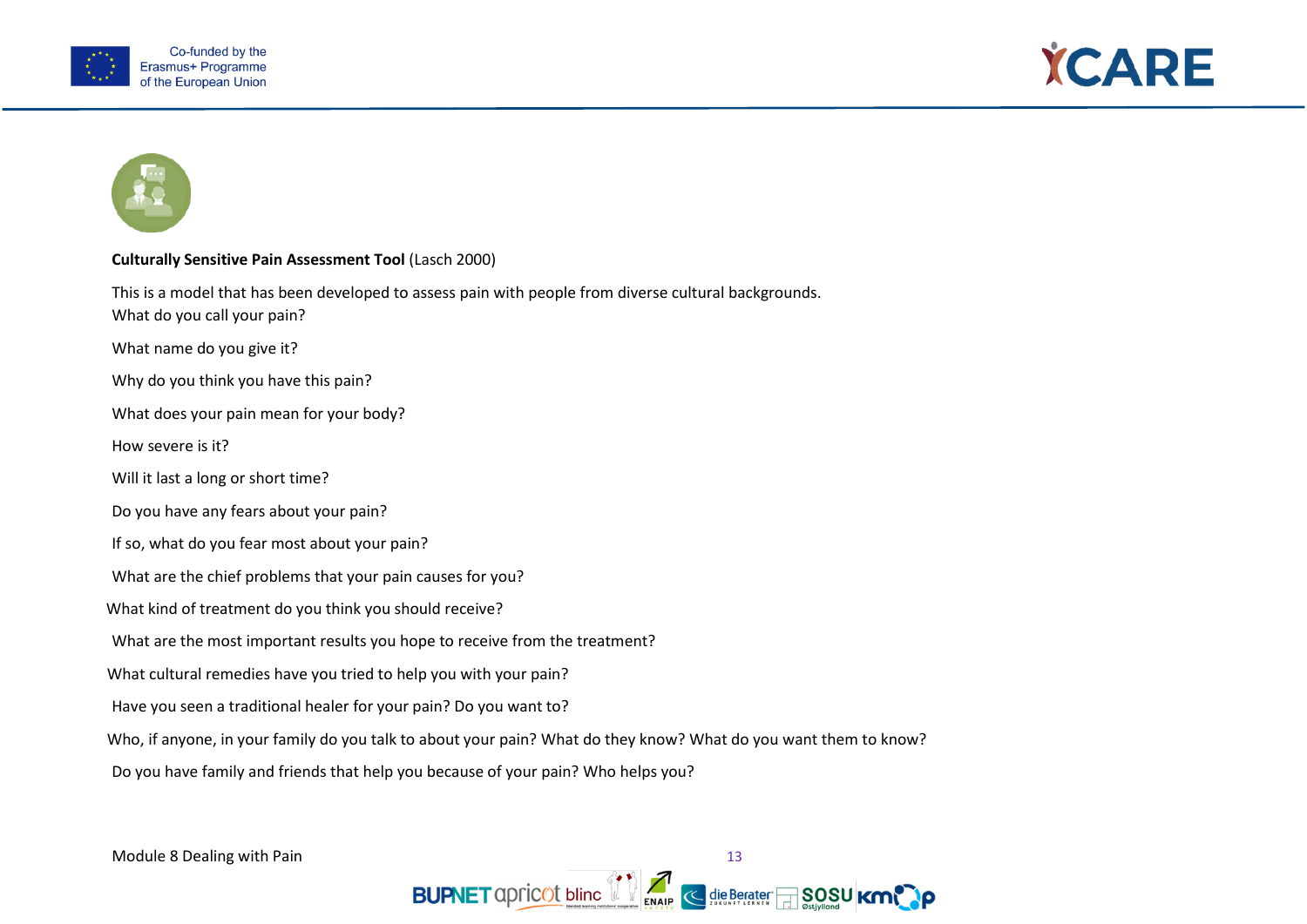**Culturally Sensitive Pain Assessment Tool** (Lasch 2000)

This is a model that has been developed to assess pain with people from diverse cultural backgrounds.

What do you call your pain?

What name do you give it?

Why do you think you have this pain?

What does your pain mean for your body?

How severe is it?

Will it last a long or short time?

Do you have any fears about your pain?

If so, what do you fear most about your pain?

What are the chief problems that your pain causes for you?

What kind of treatment do you think you should receive?

What are the most important results you hope to receive from the treatment?

What cultural remedies have you tried to help you with your pain?

Have you seen a traditional healer for your pain? Do you want to?

Who, if anyone, in your family do you talk to about your pain? What do they know? What do you want them to know?

Do you have family and friends that help you because of your pain? Who helps you?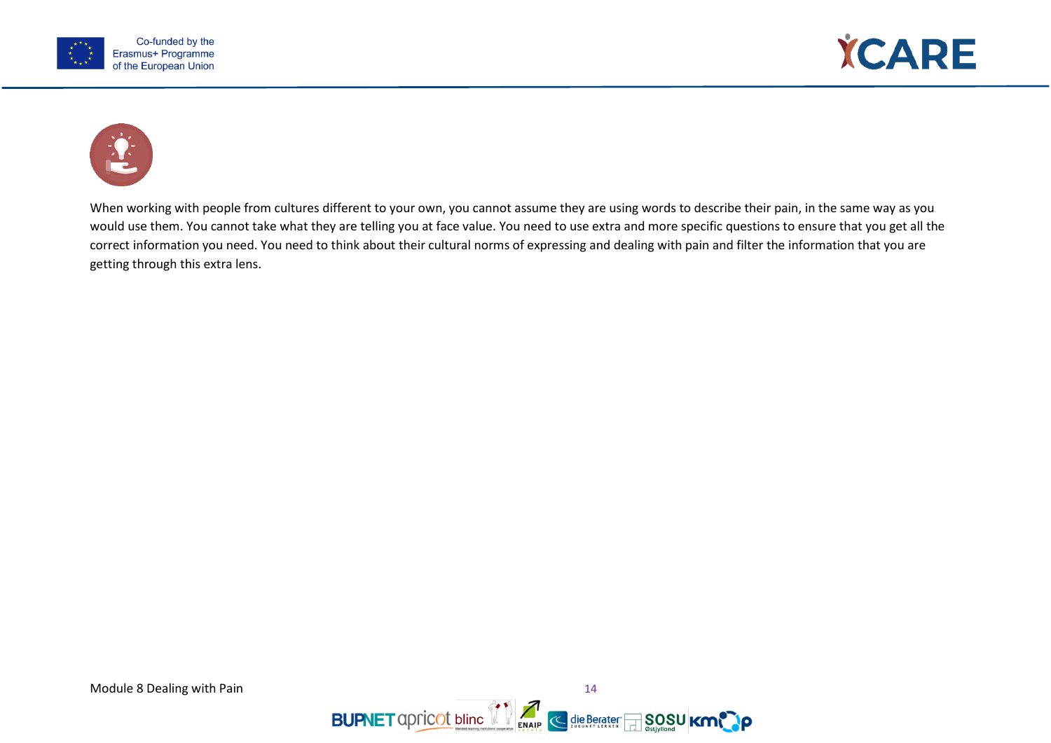When working with people from cultures different to your own, you cannot assume they are using words to describe their pain, in the same way as you would use them. You cannot take what they are telling you at face value. You need to use extra and more specific questions to ensure that you get all the correct information you need. You need to think about their cultural norms of expressing and dealing with pain and filter the information that you are getting through this extra lens.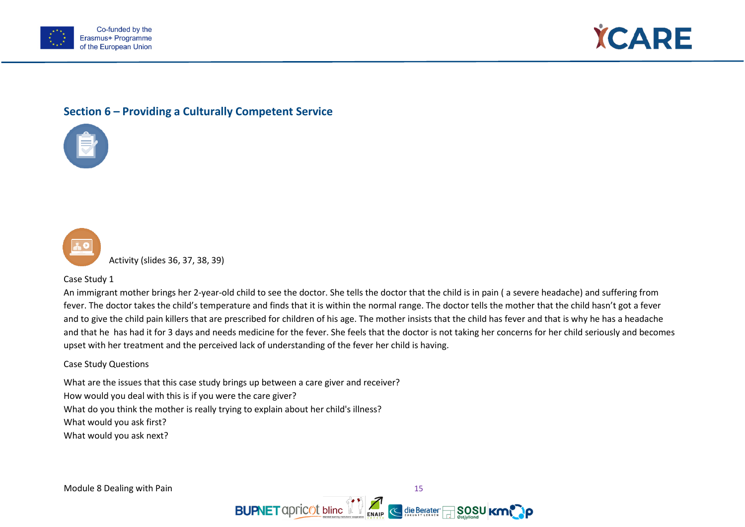## Section 6 – Providing a Culturally Competent Service

Activity (slides 36, 37, 38, 39)

Case Study 1

An immigrant mother brings her 2-year-old child to see the doctor. She tells the doctor that the child is in pain ( a severe headache) and suffering from fever. The doctor takes the child's temperature and finds that it is within the normal range. The doctor tells the mother that the child hasn't got a fever and to give the child pain killers that are prescribed for children of his age. The mother insists that the child has fever and that is why he has a headache and that he has had it for 3 days and needs medicine for the fever. She feels that the doctor is not taking her concerns for her child seriously and becomes upset with her treatment and the perceived lack of understanding of the fever her child is having.

Case Study Questions

What are the issues that this case study brings up between a care giver and receiver?
How would you deal with this is if you were the care giver?
What do you think the mother is really trying to explain about her child's illness?
What would you ask first?
What would you ask next?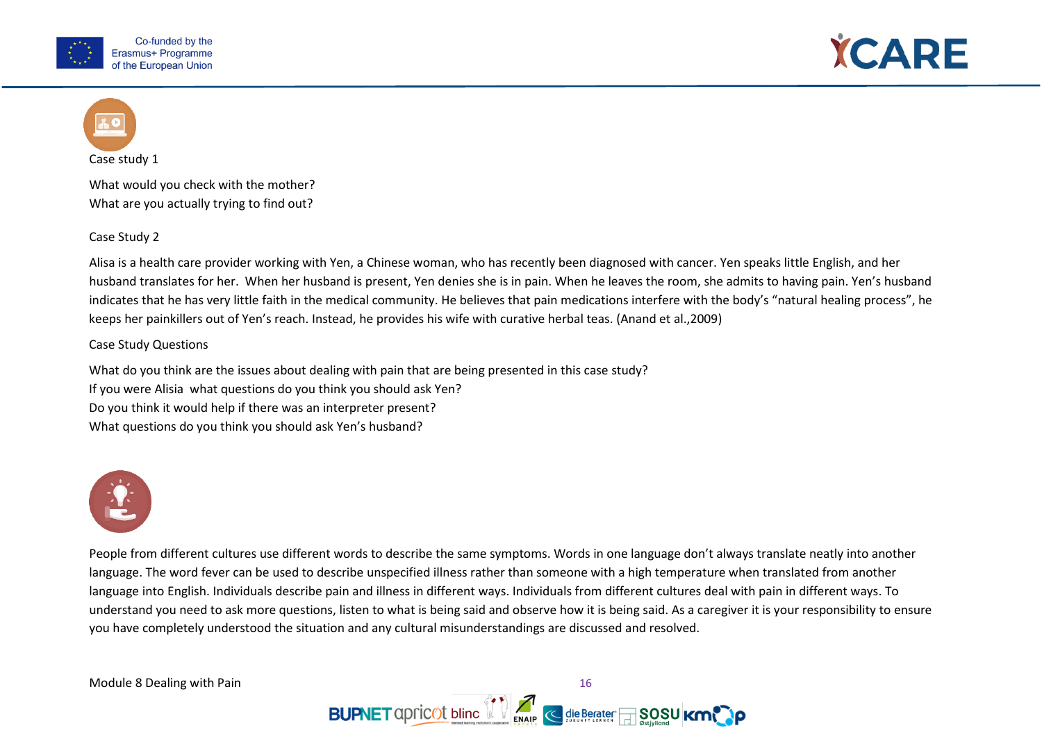Case study 1

What would you check with the mother?
What are you actually trying to find out?

Case Study 2

Alisa is a health care provider working with Yen, a Chinese woman, who has recently been diagnosed with cancer. Yen speaks little English, and her husband translates for her. When her husband is present, Yen denies she is in pain. When he leaves the room, she admits to having pain. Yen's husband indicates that he has very little faith in the medical community. He believes that pain medications interfere with the body's "natural healing process", he keeps her painkillers out of Yen's reach. Instead, he provides his wife with curative herbal teas. (Anand et al.,2009)

Case Study Questions

What do you think are the issues about dealing with pain that are being presented in this case study?
If you were Alisia what questions do you think you should ask Yen?
Do you think it would help if there was an interpreter present?
What questions do you think you should ask Yen's husband?

People from different cultures use different words to describe the same symptoms. Words in one language don't always translate neatly into another language. The word fever can be used to describe unspecified illness rather than someone with a high temperature when translated from another language into English. Individuals describe pain and illness in different ways. Individuals from different cultures deal with pain in different ways. To understand you need to ask more questions, listen to what is being said and observe how it is being said. As a caregiver it is your responsibility to ensure you have completely understood the situation and any cultural misunderstandings are discussed and resolved.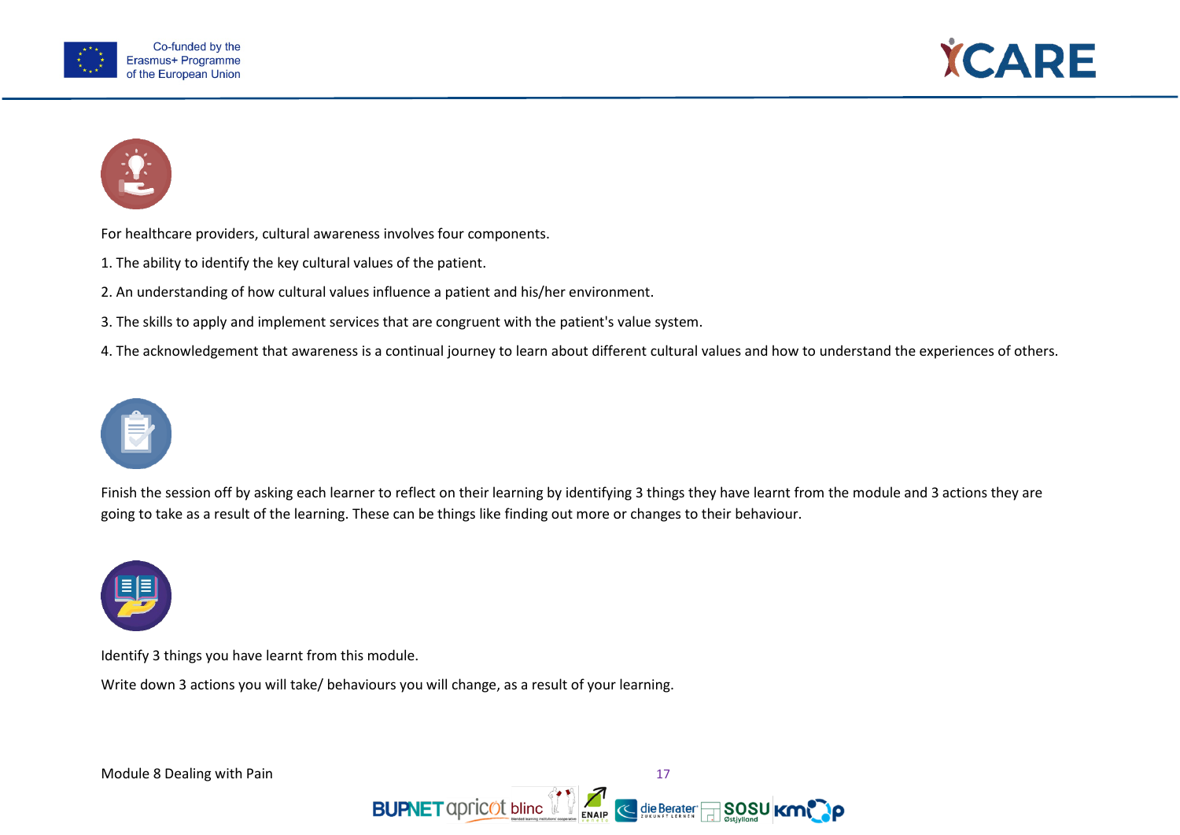For healthcare providers, cultural awareness involves four components.

1. The ability to identify the key cultural values of the patient.

2. An understanding of how cultural values influence a patient and his/her environment.

3. The skills to apply and implement services that are congruent with the patient's value system.

4. The acknowledgement that awareness is a continual journey to learn about different cultural values and how to understand the experiences of others.

Finish the session off by asking each learner to reflect on their learning by identifying 3 things they have learnt from the module and 3 actions they are going to take as a result of the learning. These can be things like finding out more or changes to their behaviour.

Identify 3 things you have learnt from this module.

Write down 3 actions you will take/ behaviours you will change, as a result of your learning.